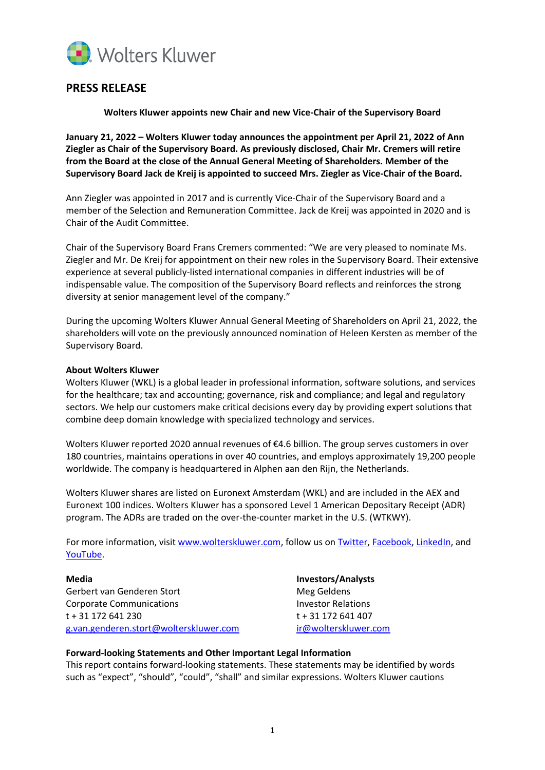Wolters Kluwer

# PRESS RELEASE

**Wolters Kluwer appoints new Chair and new Vice-Chair of the Supervisory Board**

**January 21, 2022 – Wolters Kluwer today announces the appointment per April 21, 2022 of Ann Ziegler as Chair of the Supervisory Board. As previously disclosed, Chair Mr. Cremers will retire from the Board at the close of the Annual General Meeting of Shareholders. Member of the Supervisory Board Jack de Kreij is appointed to succeed Mrs. Ziegler as Vice-Chair of the Board.**

Ann Ziegler was appointed in 2017 and is currently Vice-Chair of the Supervisory Board and a member of the Selection and Remuneration Committee. Jack de Kreij was appointed in 2020 and is Chair of the Audit Committee.

Chair of the Supervisory Board Frans Cremers commented: "We are very pleased to nominate Ms. Ziegler and Mr. De Kreij for appointment on their new roles in the Supervisory Board. Their extensive experience at several publicly-listed international companies in different industries will be of indispensable value. The composition of the Supervisory Board reflects and reinforces the strong diversity at senior management level of the company."

During the upcoming Wolters Kluwer Annual General Meeting of Shareholders on April 21, 2022, the shareholders will vote on the previously announced nomination of Heleen Kersten as member of the Supervisory Board.

**About Wolters Kluwer**

Wolters Kluwer (WKL) is a global leader in professional information, software solutions, and services for the healthcare; tax and accounting; governance, risk and compliance; and legal and regulatory sectors. We help our customers make critical decisions every day by providing expert solutions that combine deep domain knowledge with specialized technology and services.

Wolters Kluwer reported 2020 annual revenues of €4.6 billion. The group serves customers in over 180 countries, maintains operations in over 40 countries, and employs approximately 19,200 people worldwide. The company is headquartered in Alphen aan den Rijn, the Netherlands.

Wolters Kluwer shares are listed on Euronext Amsterdam (WKL) and are included in the AEX and Euronext 100 indices. Wolters Kluwer has a sponsored Level 1 American Depositary Receipt (ADR) program. The ADRs are traded on the over-the-counter market in the U.S. (WTKWY).

For more information, visit www.wolterskluwer.com, follow us on Twitter, Facebook, LinkedIn, and YouTube.

**Media**
Gerbert van Genderen Stort
Corporate Communications
t + 31 172 641 230
g.van.genderen.stort@wolterskluwer.com

**Investors/Analysts**
Meg Geldens
Investor Relations
t + 31 172 641 407
ir@wolterskluwer.com

**Forward-looking Statements and Other Important Legal Information**

This report contains forward-looking statements. These statements may be identified by words such as "expect", "should", "could", "shall" and similar expressions. Wolters Kluwer cautions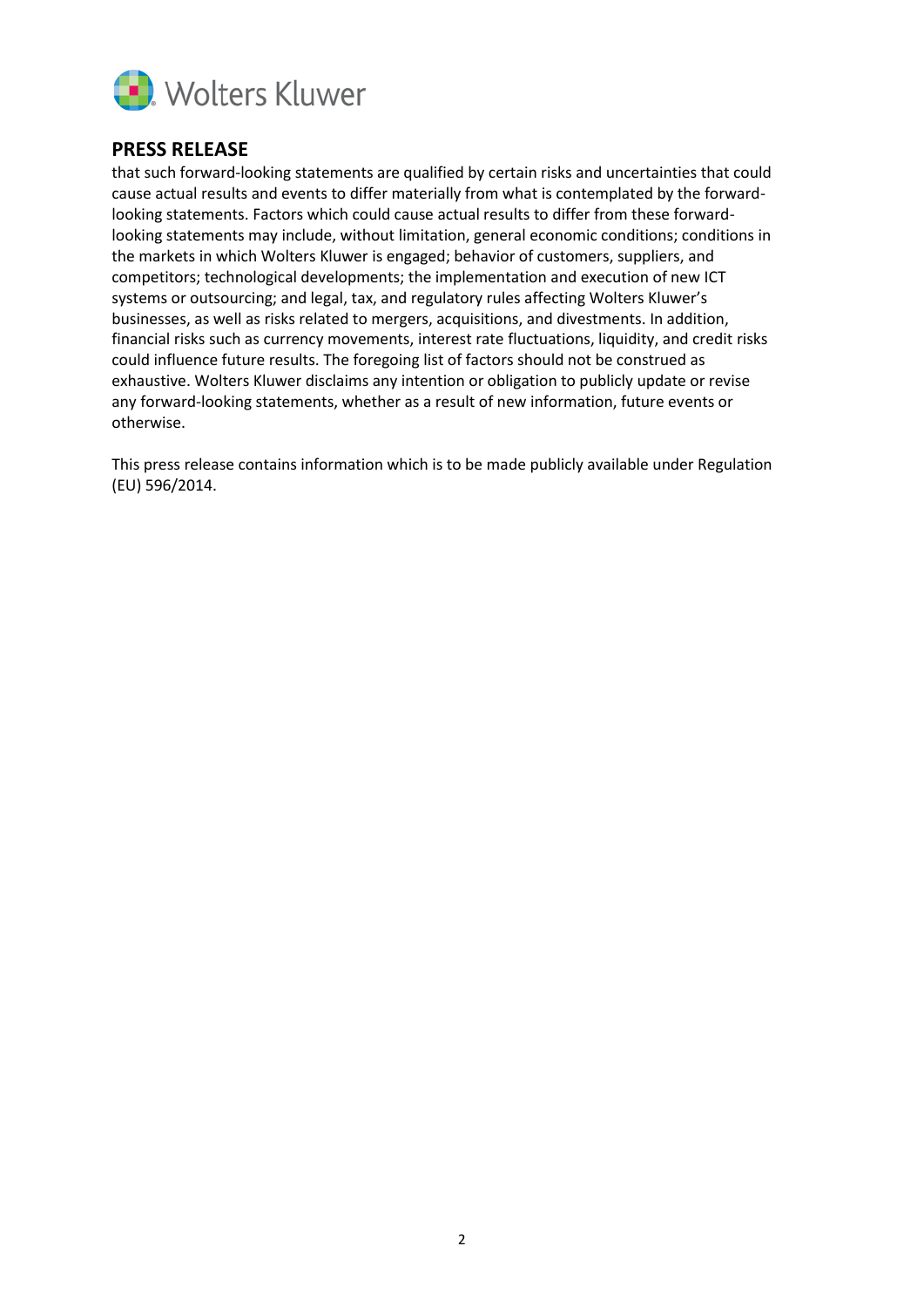## PRESS RELEASE

that such forward-looking statements are qualified by certain risks and uncertainties that could cause actual results and events to differ materially from what is contemplated by the forward-looking statements. Factors which could cause actual results to differ from these forward-looking statements may include, without limitation, general economic conditions; conditions in the markets in which Wolters Kluwer is engaged; behavior of customers, suppliers, and competitors; technological developments; the implementation and execution of new ICT systems or outsourcing; and legal, tax, and regulatory rules affecting Wolters Kluwer's businesses, as well as risks related to mergers, acquisitions, and divestments. In addition, financial risks such as currency movements, interest rate fluctuations, liquidity, and credit risks could influence future results. The foregoing list of factors should not be construed as exhaustive. Wolters Kluwer disclaims any intention or obligation to publicly update or revise any forward-looking statements, whether as a result of new information, future events or otherwise.

This press release contains information which is to be made publicly available under Regulation (EU) 596/2014.